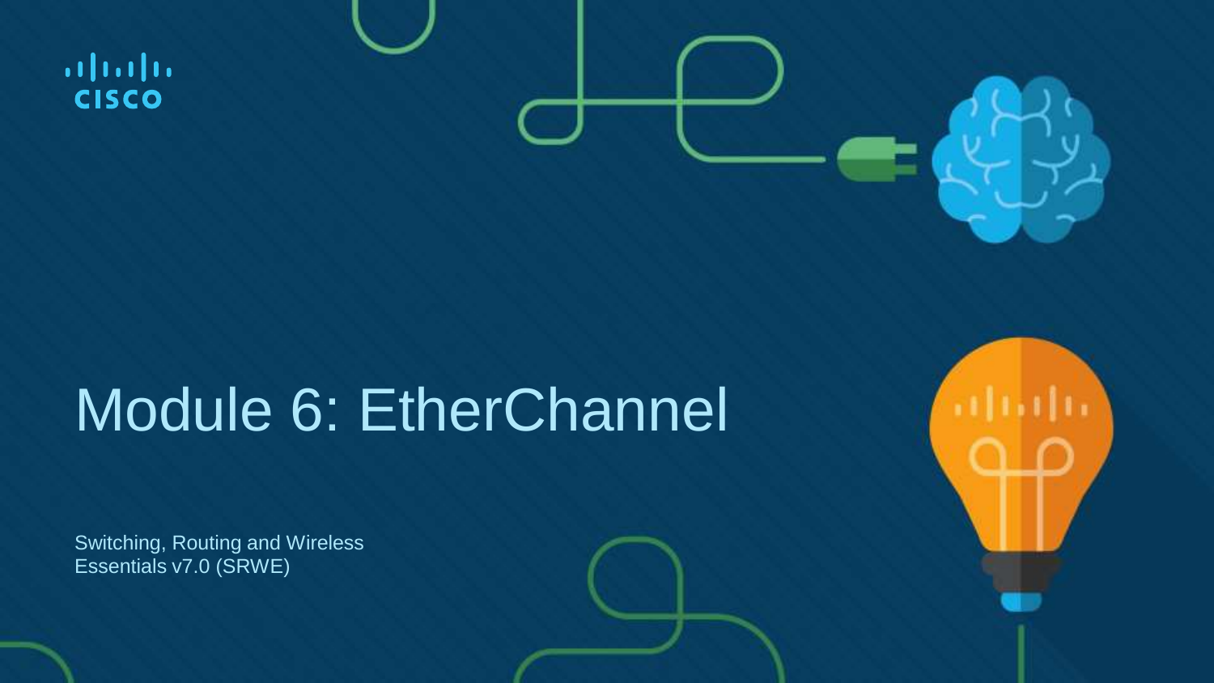# Module 6: EtherChannel

Switching, Routing and Wireless Essentials v7.0 (SRWE)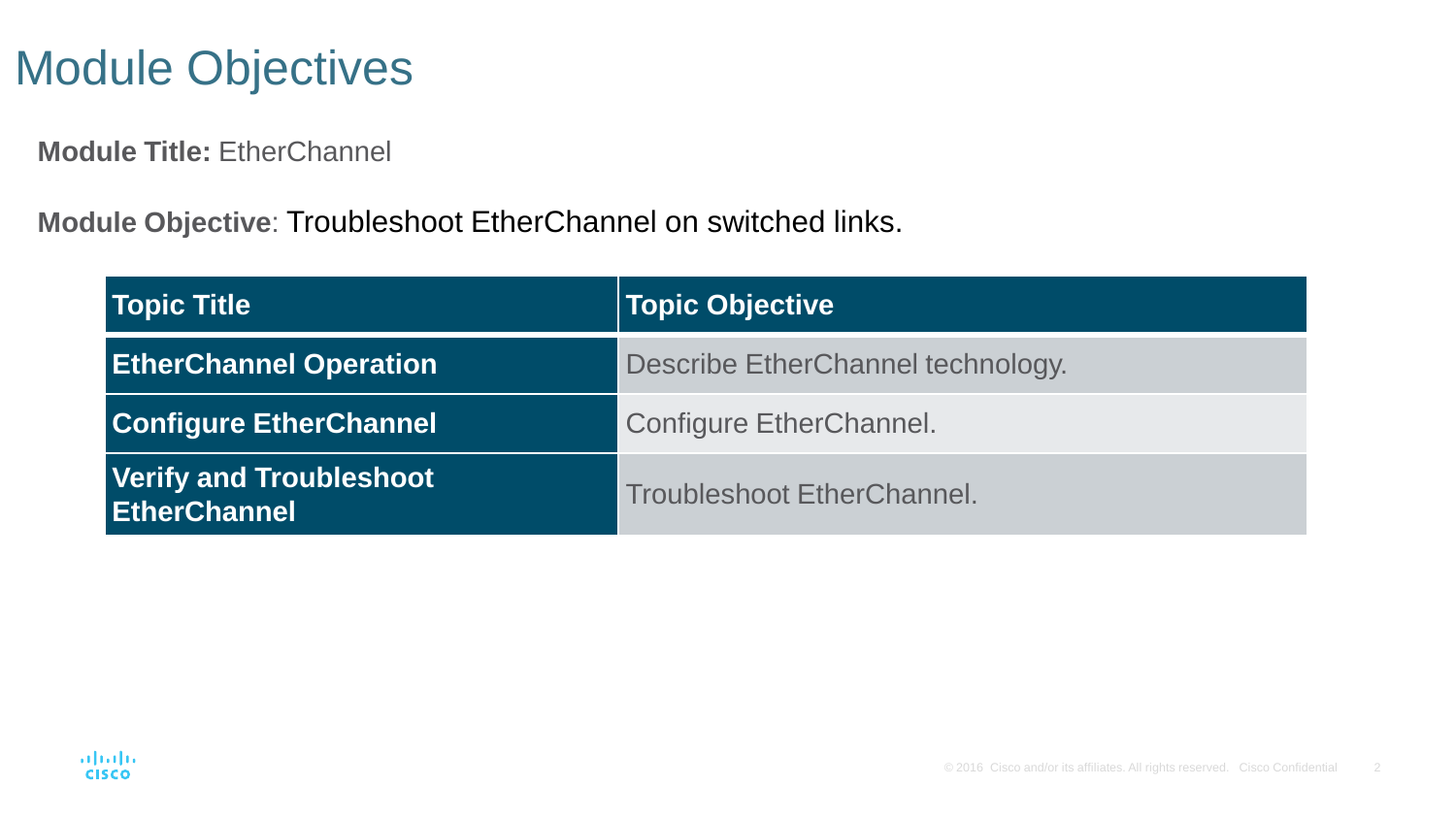# Module Objectives

**Module Title:** EtherChannel

**Module Objective**: Troubleshoot EtherChannel on switched links.

| Topic Title | Topic Objective |
| --- | --- |
| **EtherChannel Operation** | Describe EtherChannel technology. |
| **Configure EtherChannel** | Configure EtherChannel. |
| **Verify and Troubleshoot EtherChannel** | Troubleshoot EtherChannel. |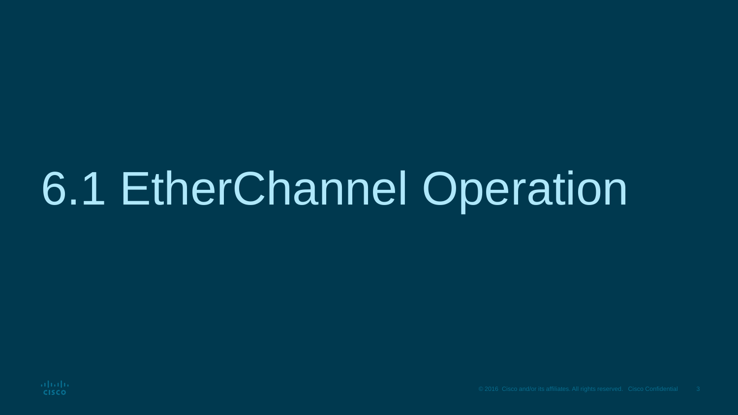# 6.1 EtherChannel Operation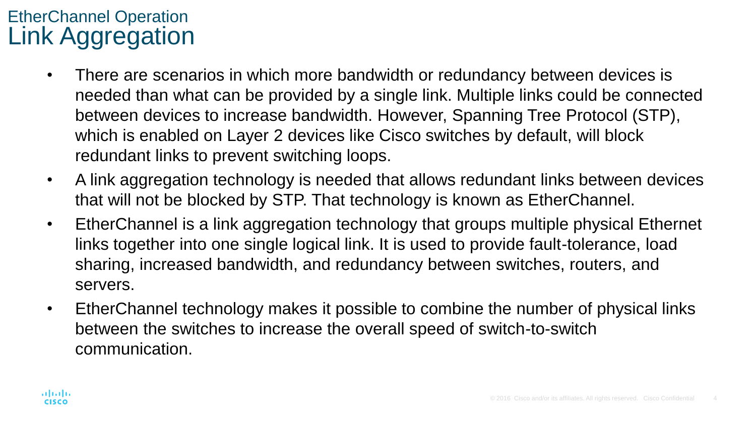## EtherChannel Operation

# Link Aggregation

- There are scenarios in which more bandwidth or redundancy between devices is needed than what can be provided by a single link. Multiple links could be connected between devices to increase bandwidth. However, Spanning Tree Protocol (STP), which is enabled on Layer 2 devices like Cisco switches by default, will block redundant links to prevent switching loops.
- A link aggregation technology is needed that allows redundant links between devices that will not be blocked by STP. That technology is known as EtherChannel.
- EtherChannel is a link aggregation technology that groups multiple physical Ethernet links together into one single logical link. It is used to provide fault-tolerance, load sharing, increased bandwidth, and redundancy between switches, routers, and servers.
- EtherChannel technology makes it possible to combine the number of physical links between the switches to increase the overall speed of switch-to-switch communication.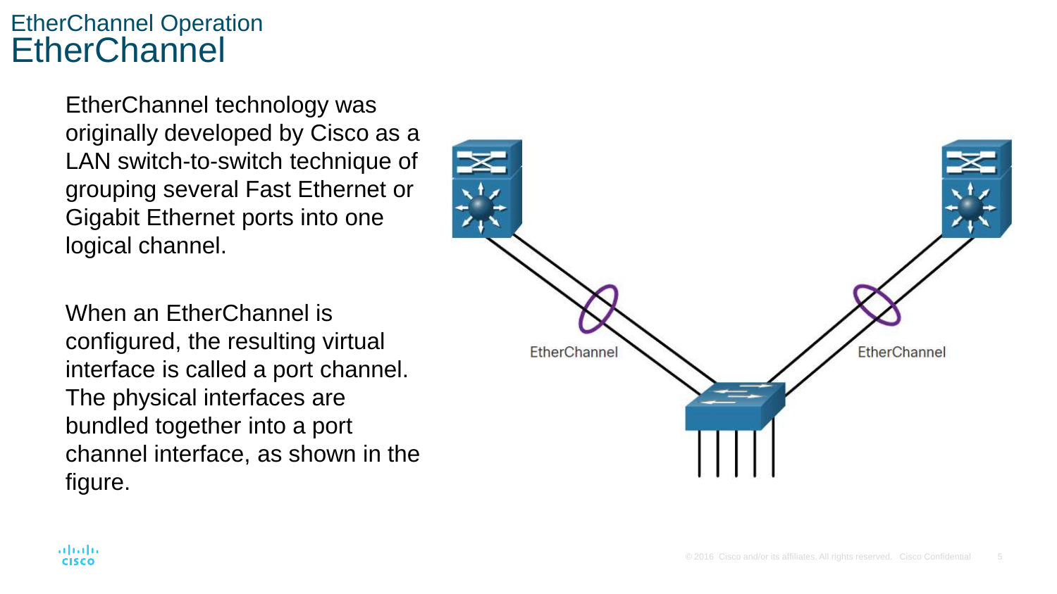## EtherChannel Operation

# EtherChannel

EtherChannel technology was originally developed by Cisco as a LAN switch-to-switch technique of grouping several Fast Ethernet or Gigabit Ethernet ports into one logical channel.

When an EtherChannel is configured, the resulting virtual interface is called a port channel. The physical interfaces are bundled together into a port channel interface, as shown in the figure.

EtherChannel

EtherChannel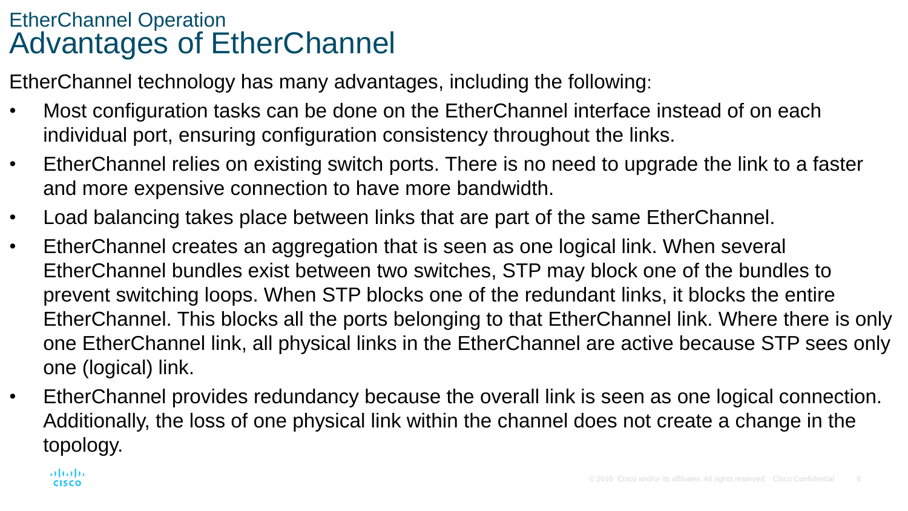## EtherChannel Operation

# Advantages of EtherChannel

EtherChannel technology has many advantages, including the following:

- Most configuration tasks can be done on the EtherChannel interface instead of on each individual port, ensuring configuration consistency throughout the links.
- EtherChannel relies on existing switch ports. There is no need to upgrade the link to a faster and more expensive connection to have more bandwidth.
- Load balancing takes place between links that are part of the same EtherChannel.
- EtherChannel creates an aggregation that is seen as one logical link. When several EtherChannel bundles exist between two switches, STP may block one of the bundles to prevent switching loops. When STP blocks one of the redundant links, it blocks the entire EtherChannel. This blocks all the ports belonging to that EtherChannel link. Where there is only one EtherChannel link, all physical links in the EtherChannel are active because STP sees only one (logical) link.
- EtherChannel provides redundancy because the overall link is seen as one logical connection. Additionally, the loss of one physical link within the channel does not create a change in the topology.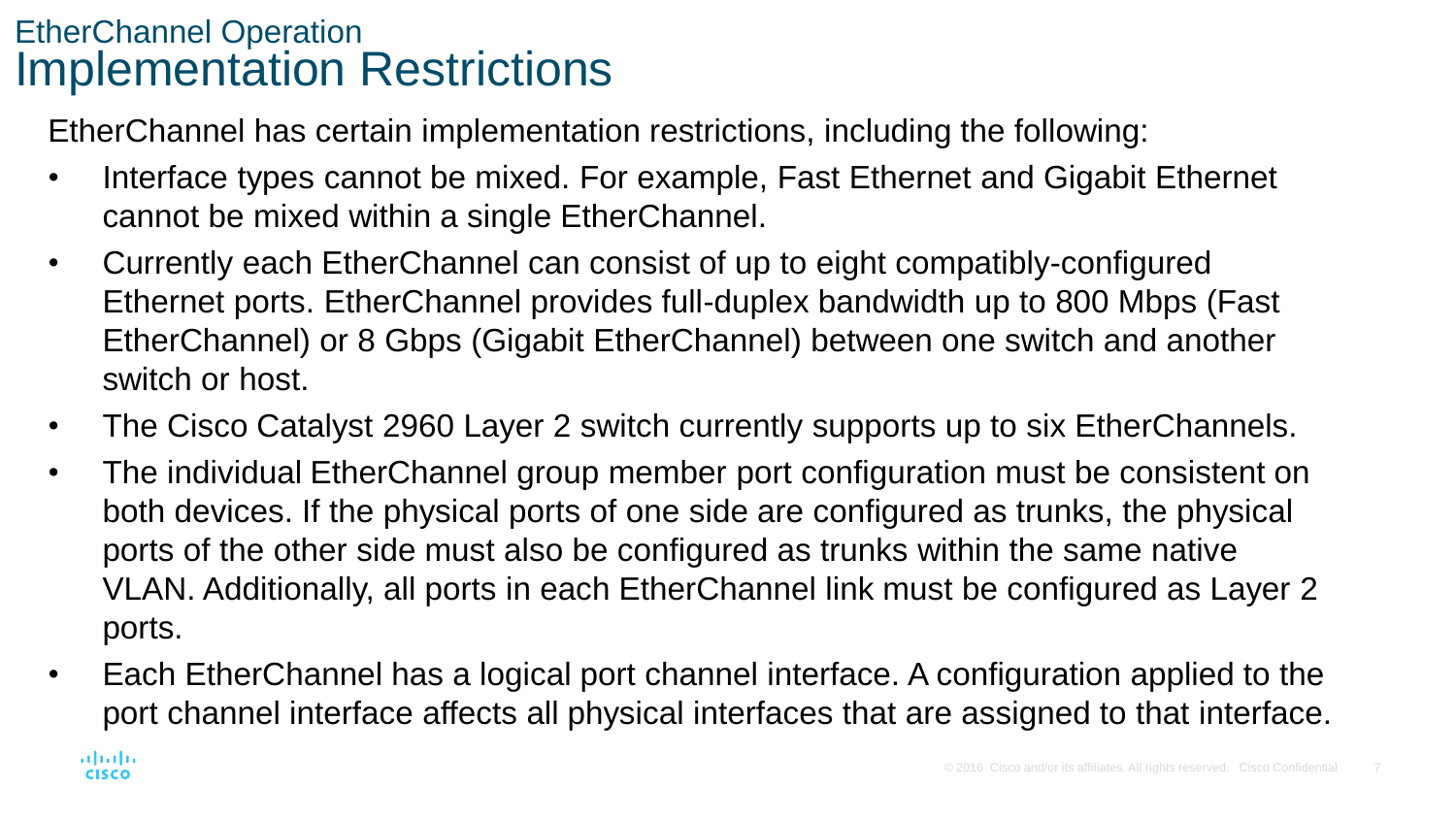## EtherChannel Operation
# Implementation Restrictions

EtherChannel has certain implementation restrictions, including the following:

- Interface types cannot be mixed. For example, Fast Ethernet and Gigabit Ethernet cannot be mixed within a single EtherChannel.
- Currently each EtherChannel can consist of up to eight compatibly-configured Ethernet ports. EtherChannel provides full-duplex bandwidth up to 800 Mbps (Fast EtherChannel) or 8 Gbps (Gigabit EtherChannel) between one switch and another switch or host.
- The Cisco Catalyst 2960 Layer 2 switch currently supports up to six EtherChannels.
- The individual EtherChannel group member port configuration must be consistent on both devices. If the physical ports of one side are configured as trunks, the physical ports of the other side must also be configured as trunks within the same native VLAN. Additionally, all ports in each EtherChannel link must be configured as Layer 2 ports.
- Each EtherChannel has a logical port channel interface. A configuration applied to the port channel interface affects all physical interfaces that are assigned to that interface.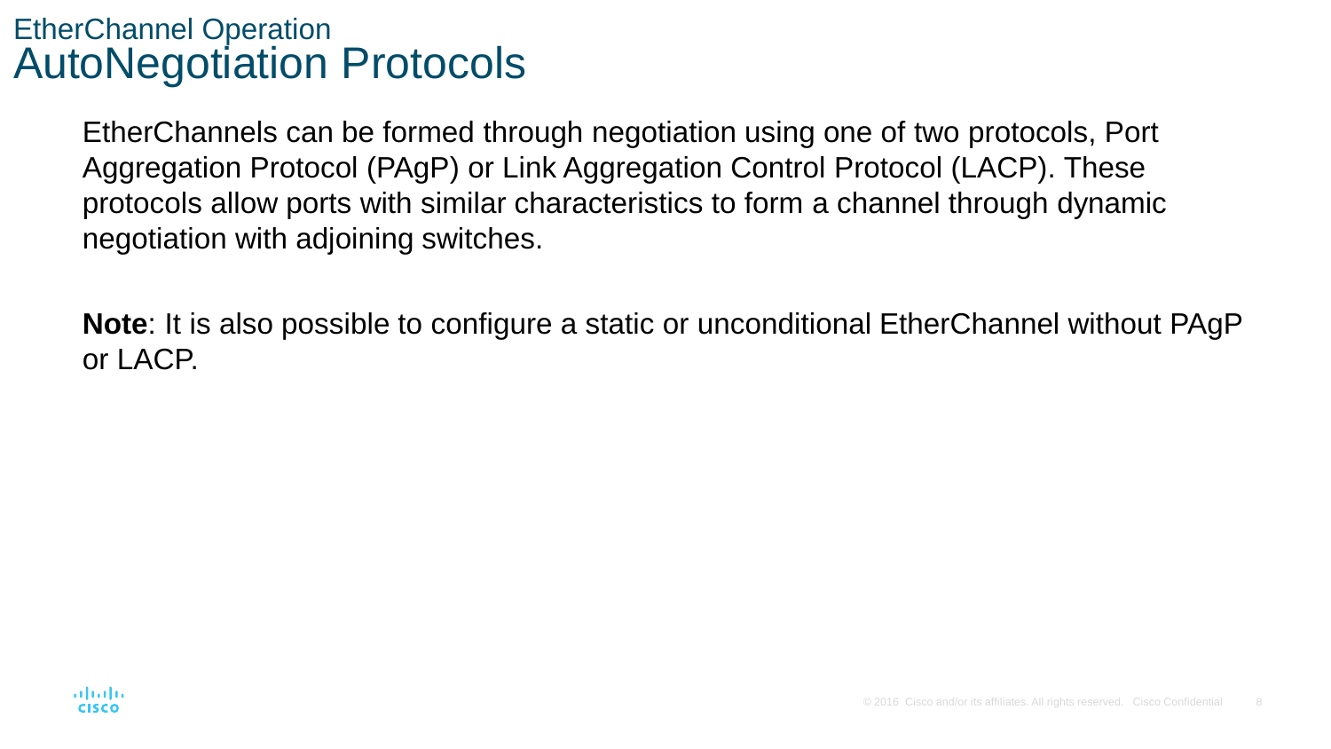# EtherChannel Operation
## AutoNegotiation Protocols

EtherChannels can be formed through negotiation using one of two protocols, Port Aggregation Protocol (PAgP) or Link Aggregation Control Protocol (LACP). These protocols allow ports with similar characteristics to form a channel through dynamic negotiation with adjoining switches.

**Note**: It is also possible to configure a static or unconditional EtherChannel without PAgP or LACP.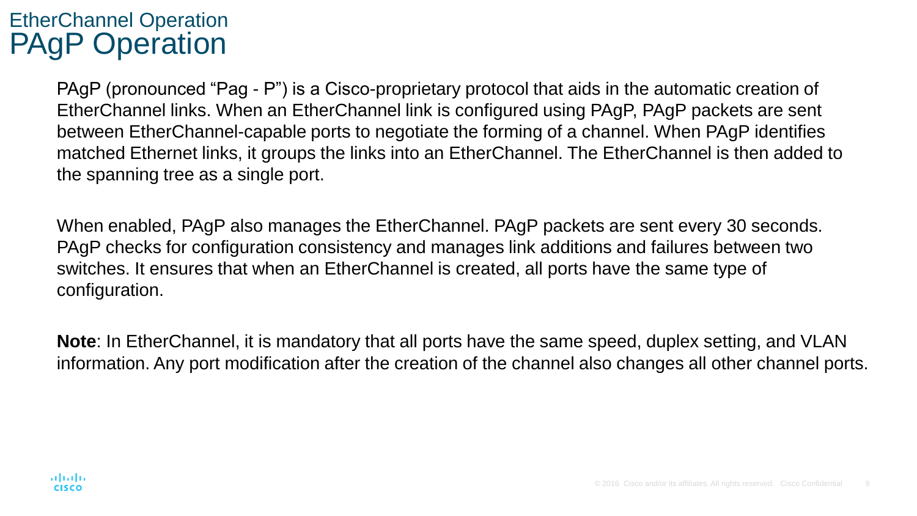## EtherChannel Operation
# PAgP Operation

PAgP (pronounced “Pag - P”) is a Cisco-proprietary protocol that aids in the automatic creation of EtherChannel links. When an EtherChannel link is configured using PAgP, PAgP packets are sent between EtherChannel-capable ports to negotiate the forming of a channel. When PAgP identifies matched Ethernet links, it groups the links into an EtherChannel. The EtherChannel is then added to the spanning tree as a single port.

When enabled, PAgP also manages the EtherChannel. PAgP packets are sent every 30 seconds. PAgP checks for configuration consistency and manages link additions and failures between two switches. It ensures that when an EtherChannel is created, all ports have the same type of configuration.

**Note**: In EtherChannel, it is mandatory that all ports have the same speed, duplex setting, and VLAN information. Any port modification after the creation of the channel also changes all other channel ports.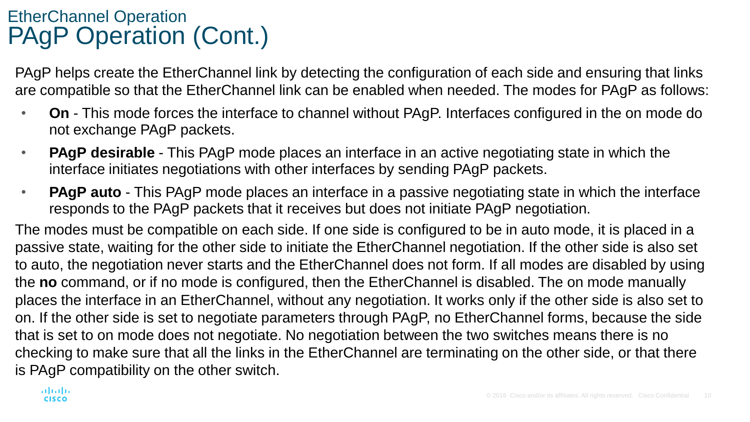## EtherChannel Operation

# PAgP Operation (Cont.)

PAgP helps create the EtherChannel link by detecting the configuration of each side and ensuring that links are compatible so that the EtherChannel link can be enabled when needed. The modes for PAgP as follows:

- **On** - This mode forces the interface to channel without PAgP. Interfaces configured in the on mode do not exchange PAgP packets.
- **PAgP desirable** - This PAgP mode places an interface in an active negotiating state in which the interface initiates negotiations with other interfaces by sending PAgP packets.
- **PAgP auto** - This PAgP mode places an interface in a passive negotiating state in which the interface responds to the PAgP packets that it receives but does not initiate PAgP negotiation.

The modes must be compatible on each side. If one side is configured to be in auto mode, it is placed in a passive state, waiting for the other side to initiate the EtherChannel negotiation. If the other side is also set to auto, the negotiation never starts and the EtherChannel does not form. If all modes are disabled by using the **no** command, or if no mode is configured, then the EtherChannel is disabled. The on mode manually places the interface in an EtherChannel, without any negotiation. It works only if the other side is also set to on. If the other side is set to negotiate parameters through PAgP, no EtherChannel forms, because the side that is set to on mode does not negotiate. No negotiation between the two switches means there is no checking to make sure that all the links in the EtherChannel are terminating on the other side, or that there is PAgP compatibility on the other switch.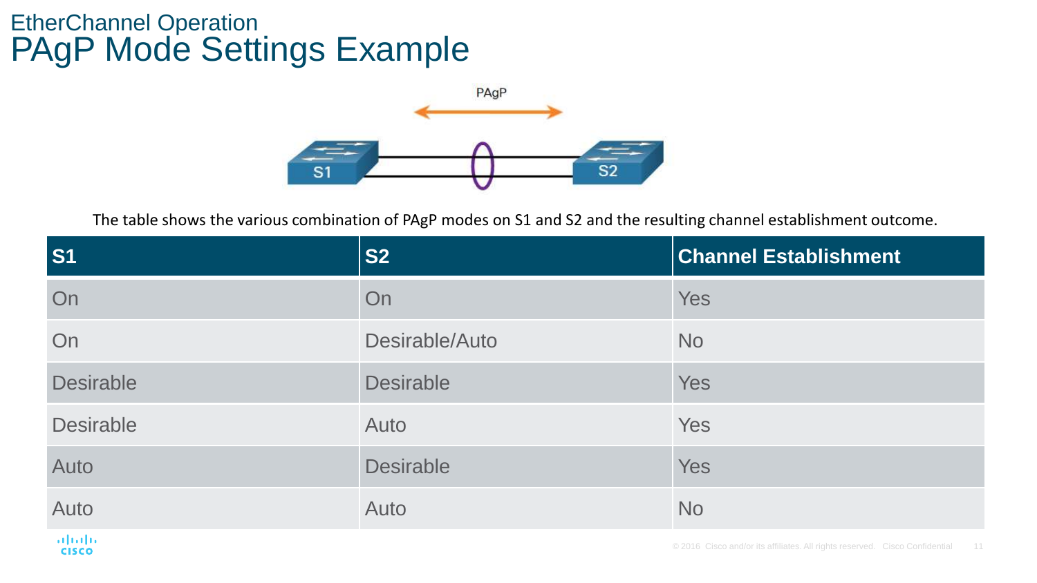# EtherChannel Operation
## PAgP Mode Settings Example

The table shows the various combination of PAgP modes on S1 and S2 and the resulting channel establishment outcome.

| S1 | S2 | Channel Establishment |
| --- | --- | --- |
| On | On | Yes |
| On | Desirable/Auto | No |
| Desirable | Desirable | Yes |
| Desirable | Auto | Yes |
| Auto | Desirable | Yes |
| Auto | Auto | No |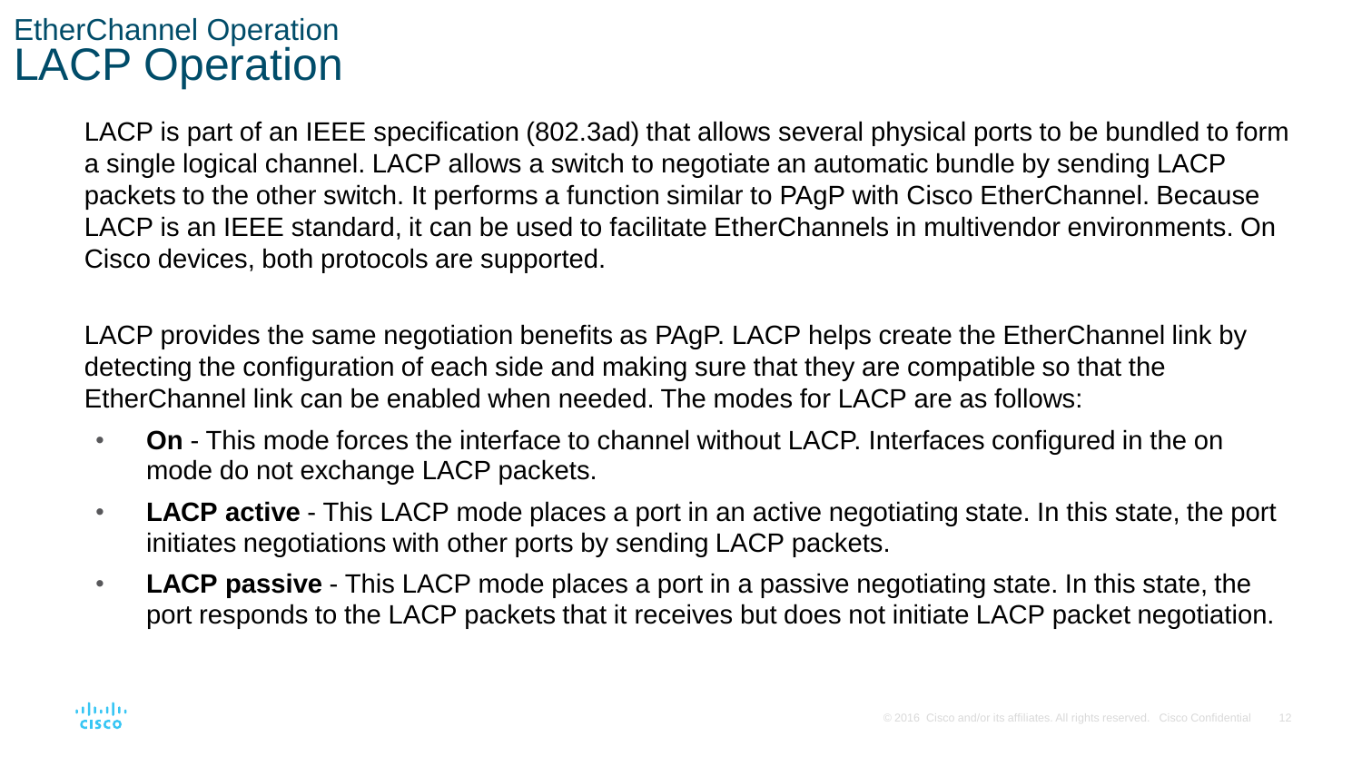## EtherChannel Operation
# LACP Operation

LACP is part of an IEEE specification (802.3ad) that allows several physical ports to be bundled to form a single logical channel. LACP allows a switch to negotiate an automatic bundle by sending LACP packets to the other switch. It performs a function similar to PAgP with Cisco EtherChannel. Because LACP is an IEEE standard, it can be used to facilitate EtherChannels in multivendor environments. On Cisco devices, both protocols are supported.

LACP provides the same negotiation benefits as PAgP. LACP helps create the EtherChannel link by detecting the configuration of each side and making sure that they are compatible so that the EtherChannel link can be enabled when needed. The modes for LACP are as follows:

- **On** - This mode forces the interface to channel without LACP. Interfaces configured in the on mode do not exchange LACP packets.
- **LACP active** - This LACP mode places a port in an active negotiating state. In this state, the port initiates negotiations with other ports by sending LACP packets.
- **LACP passive** - This LACP mode places a port in a passive negotiating state. In this state, the port responds to the LACP packets that it receives but does not initiate LACP packet negotiation.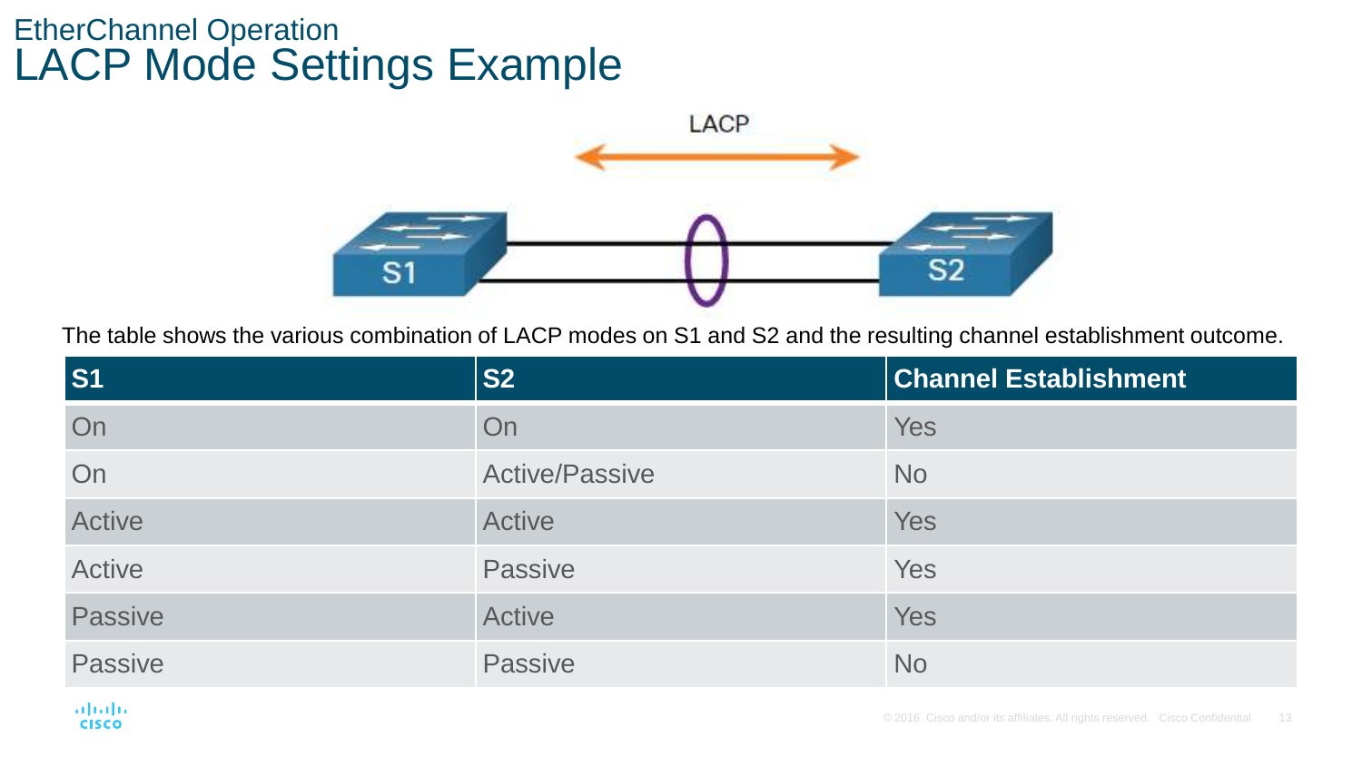EtherChannel Operation

# LACP Mode Settings Example

The table shows the various combination of LACP modes on S1 and S2 and the resulting channel establishment outcome.

| S1 | S2 | Channel Establishment |
|---|---|---|
| On | On | Yes |
| On | Active/Passive | No |
| Active | Active | Yes |
| Active | Passive | Yes |
| Passive | Active | Yes |
| Passive | Passive | No |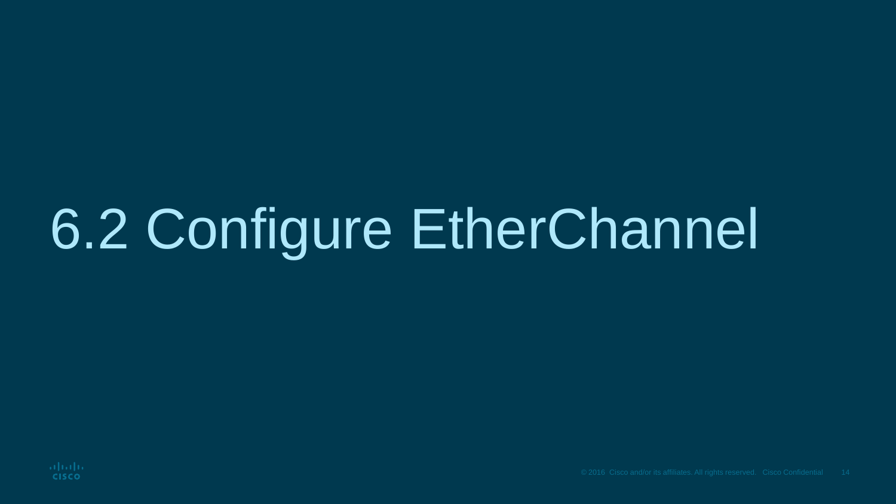# 6.2 Configure EtherChannel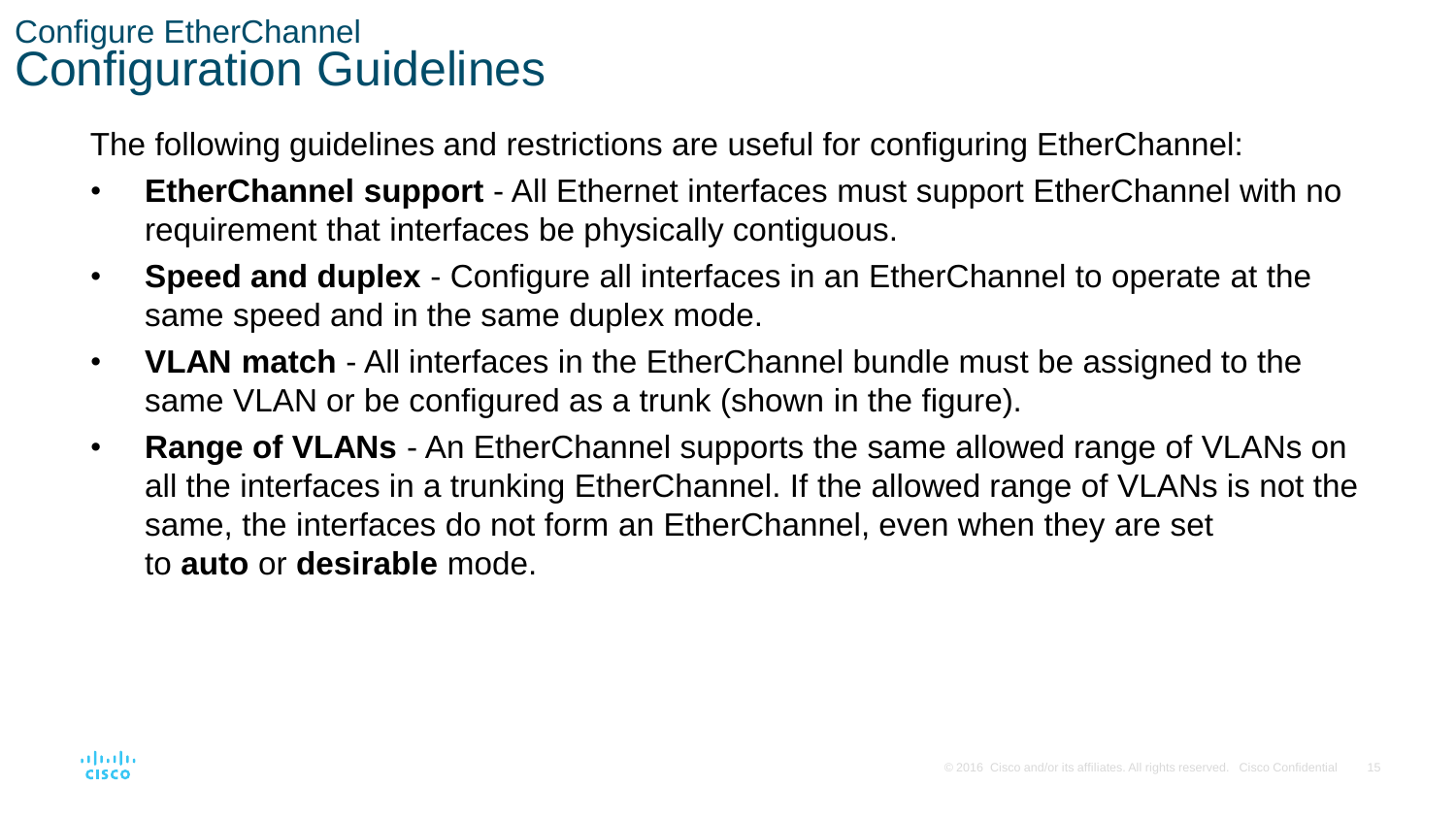## Configure EtherChannel

# Configuration Guidelines

The following guidelines and restrictions are useful for configuring EtherChannel:

- **EtherChannel support** - All Ethernet interfaces must support EtherChannel with no requirement that interfaces be physically contiguous.
- **Speed and duplex** - Configure all interfaces in an EtherChannel to operate at the same speed and in the same duplex mode.
- **VLAN match** - All interfaces in the EtherChannel bundle must be assigned to the same VLAN or be configured as a trunk (shown in the figure).
- **Range of VLANs** - An EtherChannel supports the same allowed range of VLANs on all the interfaces in a trunking EtherChannel. If the allowed range of VLANs is not the same, the interfaces do not form an EtherChannel, even when they are set to **auto** or **desirable** mode.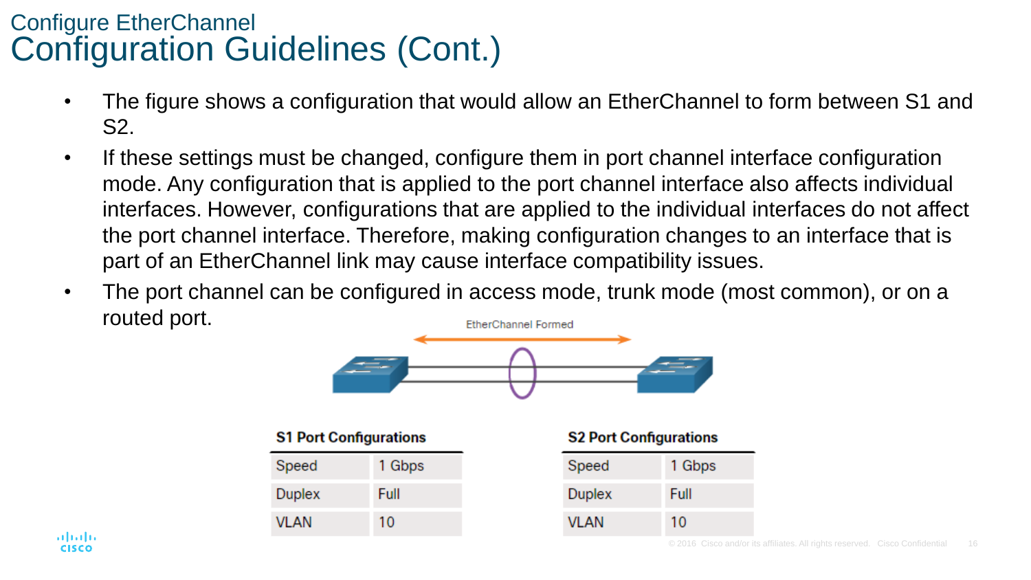## Configure EtherChannel

# Configuration Guidelines (Cont.)

- The figure shows a configuration that would allow an EtherChannel to form between S1 and S2.
- If these settings must be changed, configure them in port channel interface configuration mode. Any configuration that is applied to the port channel interface also affects individual interfaces. However, configurations that are applied to the individual interfaces do not affect the port channel interface. Therefore, making configuration changes to an interface that is part of an EtherChannel link may cause interface compatibility issues.
- The port channel can be configured in access mode, trunk mode (most common), or on a routed port.

EtherChannel Formed

**S1 Port Configurations**

| | |
|---|---|
| Speed | 1 Gbps |
| Duplex | Full |
| VLAN | 10 |

**S2 Port Configurations**

| | |
|---|---|
| Speed | 1 Gbps |
| Duplex | Full |
| VLAN | 10 |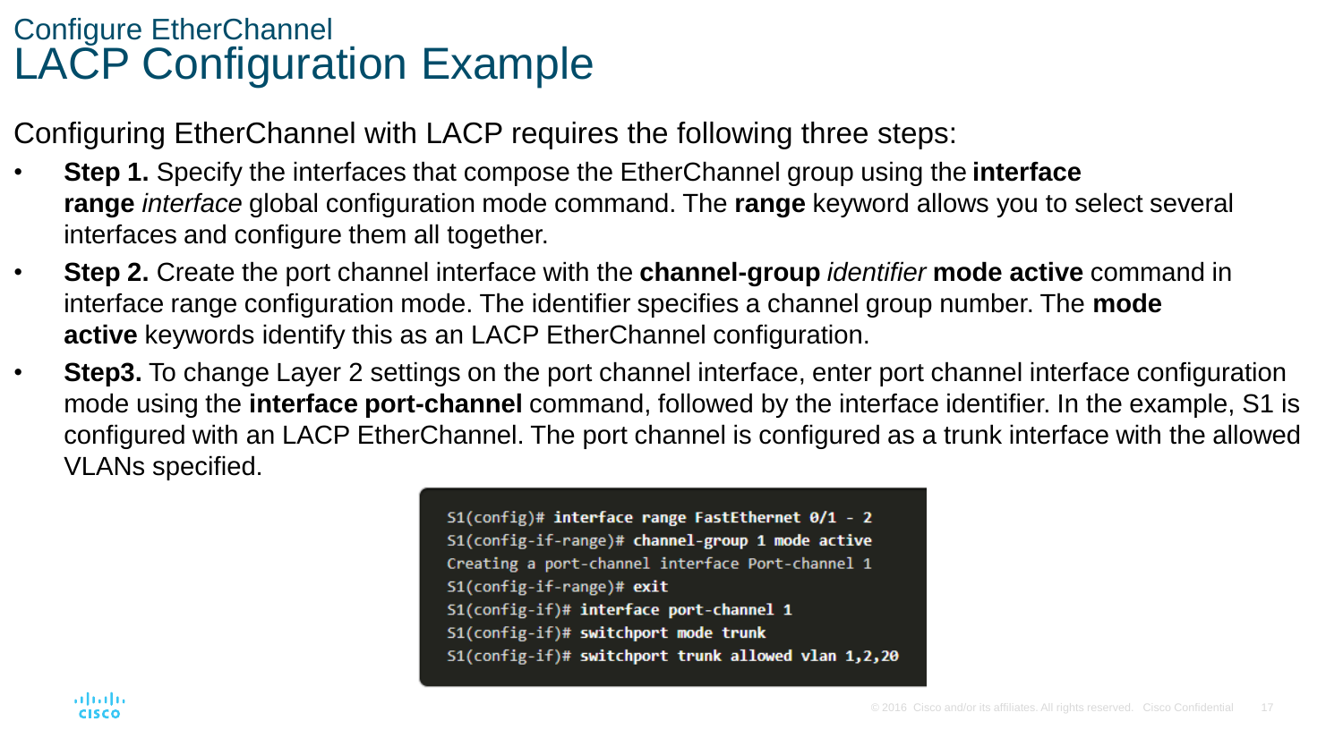## Configure EtherChannel

# LACP Configuration Example

Configuring EtherChannel with LACP requires the following three steps:

- **Step 1.** Specify the interfaces that compose the EtherChannel group using the **interface range** *interface* global configuration mode command. The **range** keyword allows you to select several interfaces and configure them all together.
- **Step 2.** Create the port channel interface with the **channel-group** *identifier* **mode active** command in interface range configuration mode. The identifier specifies a channel group number. The **mode active** keywords identify this as an LACP EtherChannel configuration.
- **Step3.** To change Layer 2 settings on the port channel interface, enter port channel interface configuration mode using the **interface port-channel** command, followed by the interface identifier. In the example, S1 is configured with an LACP EtherChannel. The port channel is configured as a trunk interface with the allowed VLANs specified.

```
S1(config)# interface range FastEthernet 0/1 - 2
S1(config-if-range)# channel-group 1 mode active
Creating a port-channel interface Port-channel 1
S1(config-if-range)# exit
S1(config-if)# interface port-channel 1
S1(config-if)# switchport mode trunk
S1(config-if)# switchport trunk allowed vlan 1,2,20
```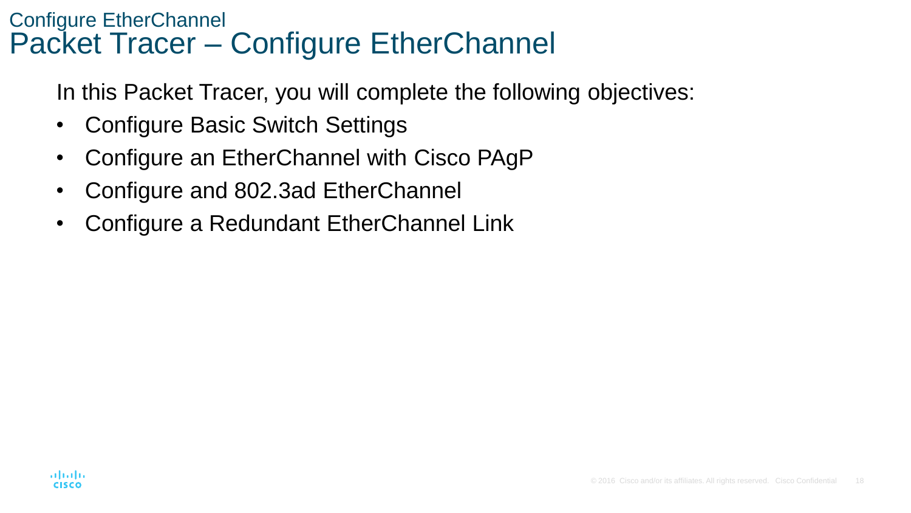## Configure EtherChannel

# Packet Tracer – Configure EtherChannel

In this Packet Tracer, you will complete the following objectives:

- Configure Basic Switch Settings
- Configure an EtherChannel with Cisco PAgP
- Configure and 802.3ad EtherChannel
- Configure a Redundant EtherChannel Link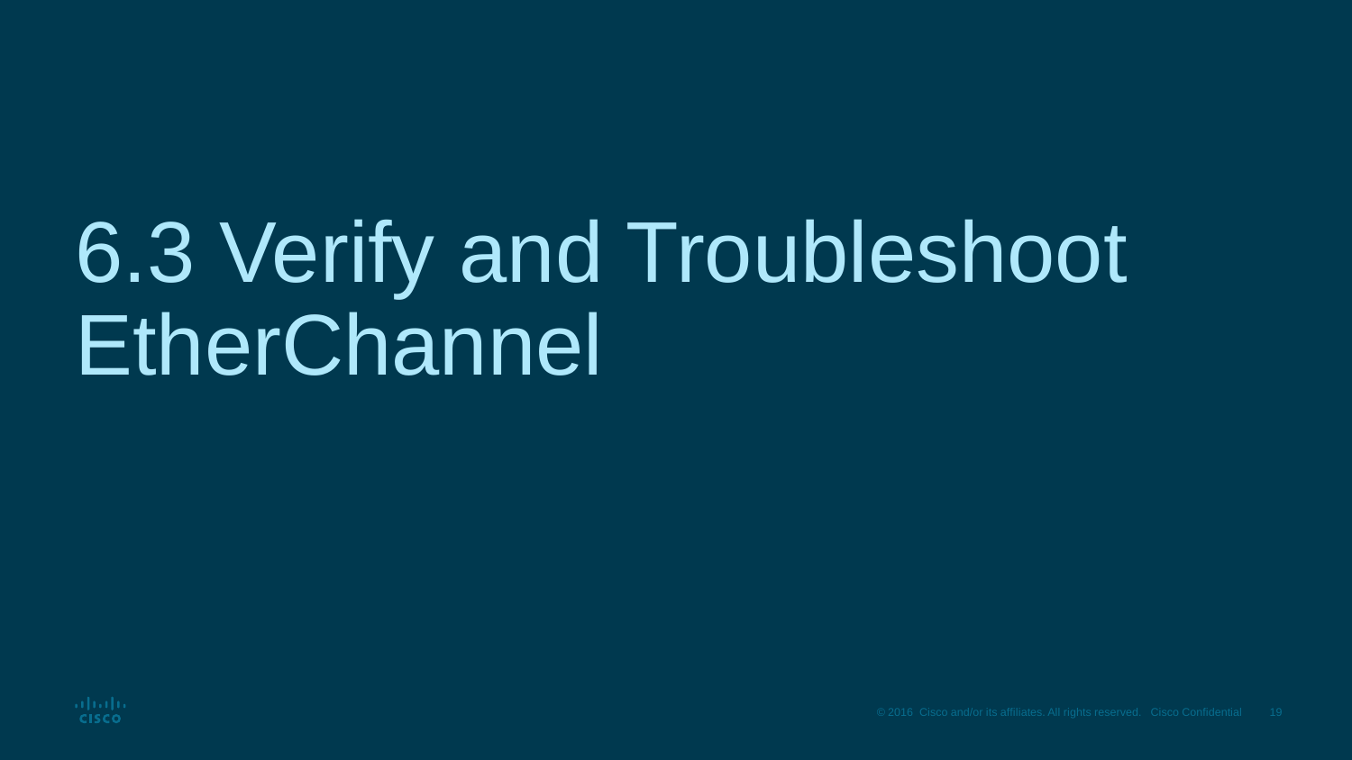# 6.3 Verify and Troubleshoot EtherChannel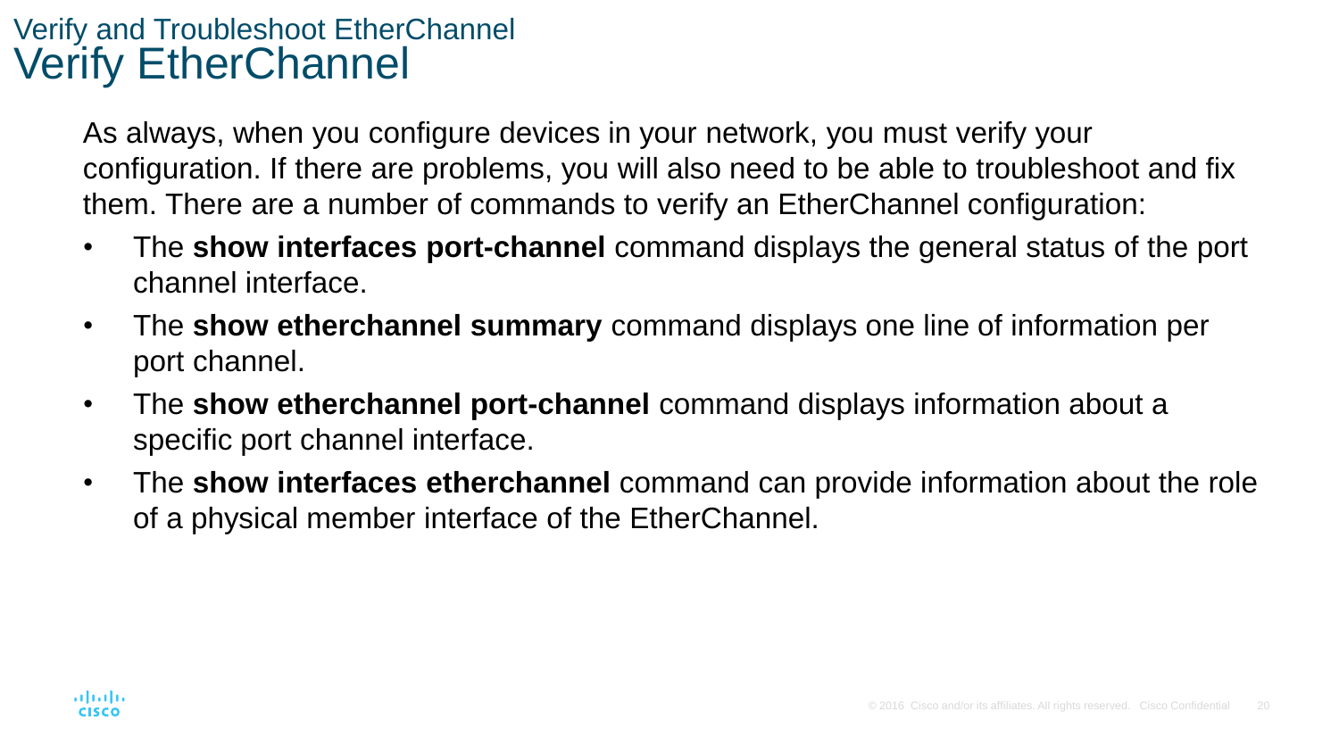## Verify and Troubleshoot EtherChannel

# Verify EtherChannel

As always, when you configure devices in your network, you must verify your configuration. If there are problems, you will also need to be able to troubleshoot and fix them. There are a number of commands to verify an EtherChannel configuration:

- The **show interfaces port-channel** command displays the general status of the port channel interface.
- The **show etherchannel summary** command displays one line of information per port channel.
- The **show etherchannel port-channel** command displays information about a specific port channel interface.
- The **show interfaces etherchannel** command can provide information about the role of a physical member interface of the EtherChannel.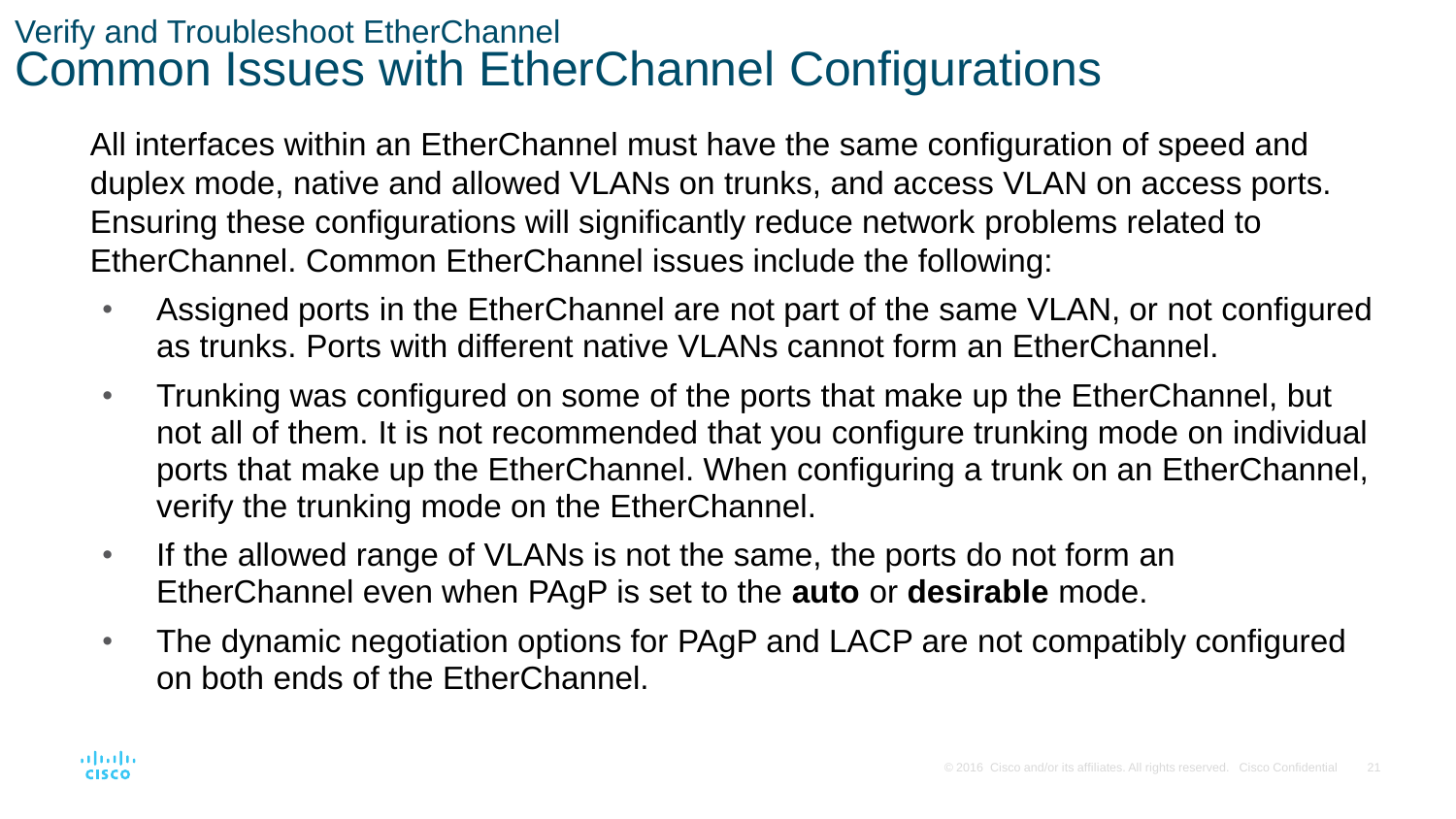## Verify and Troubleshoot EtherChannel

# Common Issues with EtherChannel Configurations

All interfaces within an EtherChannel must have the same configuration of speed and duplex mode, native and allowed VLANs on trunks, and access VLAN on access ports. Ensuring these configurations will significantly reduce network problems related to EtherChannel. Common EtherChannel issues include the following:

- Assigned ports in the EtherChannel are not part of the same VLAN, or not configured as trunks. Ports with different native VLANs cannot form an EtherChannel.
- Trunking was configured on some of the ports that make up the EtherChannel, but not all of them. It is not recommended that you configure trunking mode on individual ports that make up the EtherChannel. When configuring a trunk on an EtherChannel, verify the trunking mode on the EtherChannel.
- If the allowed range of VLANs is not the same, the ports do not form an EtherChannel even when PAgP is set to the **auto** or **desirable** mode.
- The dynamic negotiation options for PAgP and LACP are not compatibly configured on both ends of the EtherChannel.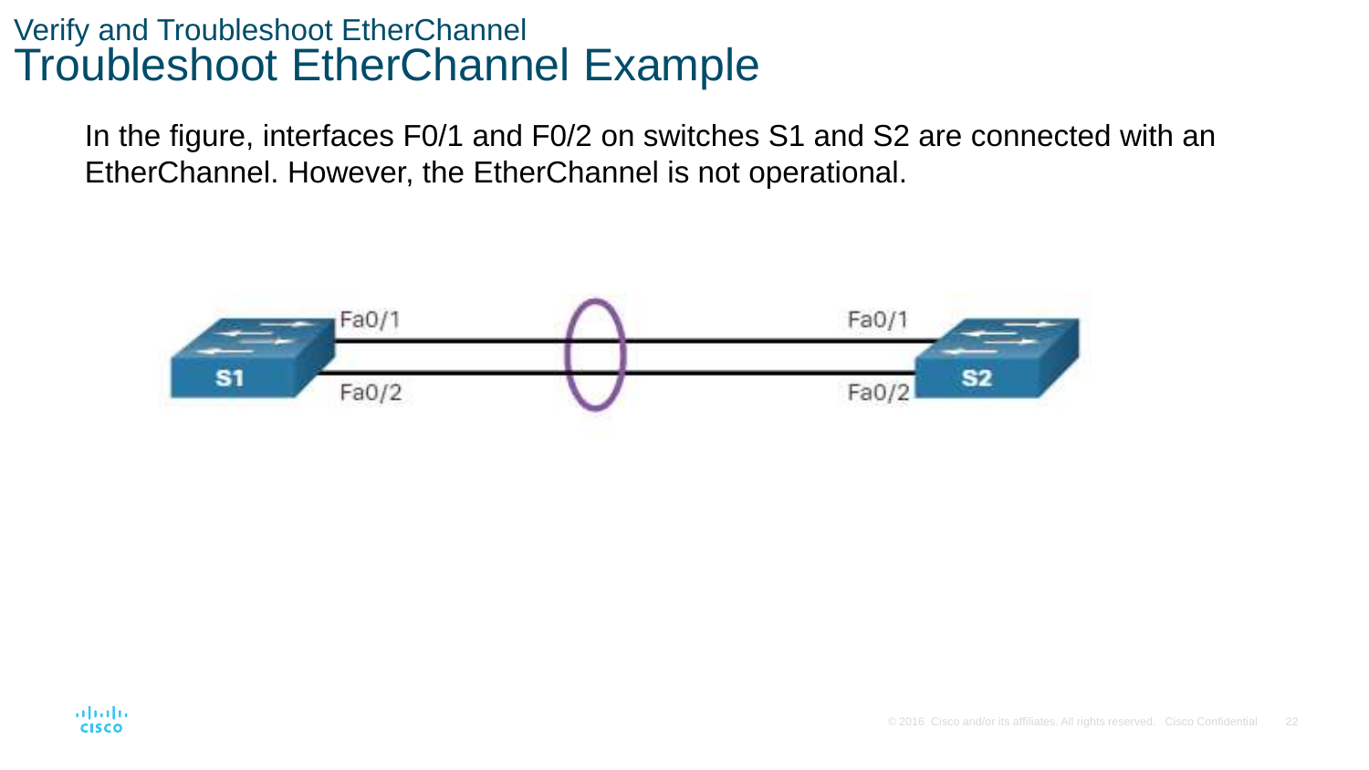## Verify and Troubleshoot EtherChannel

# Troubleshoot EtherChannel Example

In the figure, interfaces F0/1 and F0/2 on switches S1 and S2 are connected with an EtherChannel. However, the EtherChannel is not operational.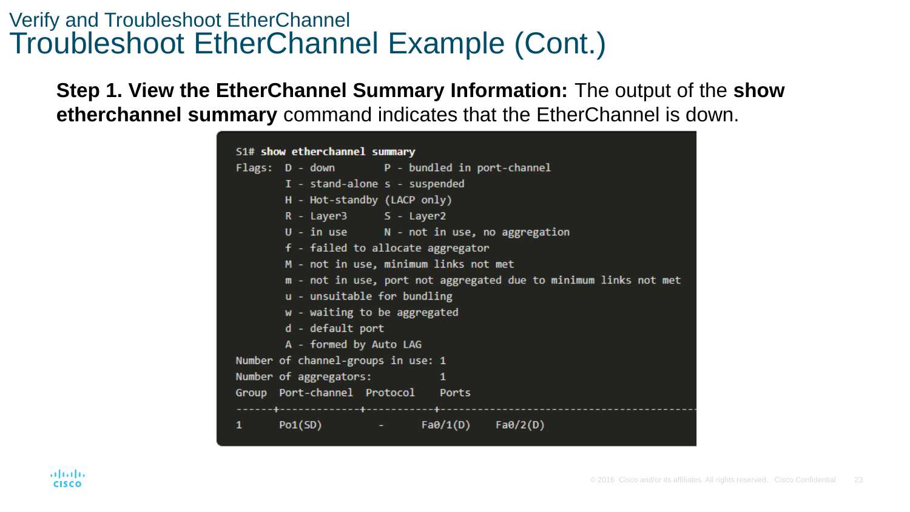Verify and Troubleshoot EtherChannel

# Troubleshoot EtherChannel Example (Cont.)

**Step 1. View the EtherChannel Summary Information:** The output of the **show etherchannel summary** command indicates that the EtherChannel is down.

```
S1# show etherchannel summary
Flags:  D - down        P - bundled in port-channel
        I - stand-alone s - suspended
        H - Hot-standby (LACP only)
        R - Layer3      S - Layer2
        U - in use      N - not in use, no aggregation
        f - failed to allocate aggregator
        M - not in use, minimum links not met
        m - not in use, port not aggregated due to minimum links not met
        u - unsuitable for bundling
        w - waiting to be aggregated
        d - default port
        A - formed by Auto LAG
Number of channel-groups in use: 1
Number of aggregators:           1
Group  Port-channel  Protocol    Ports
------+-------------+-----------+-----------------------------------------
1      Po1(SD)         -        Fa0/1(D)    Fa0/2(D)
```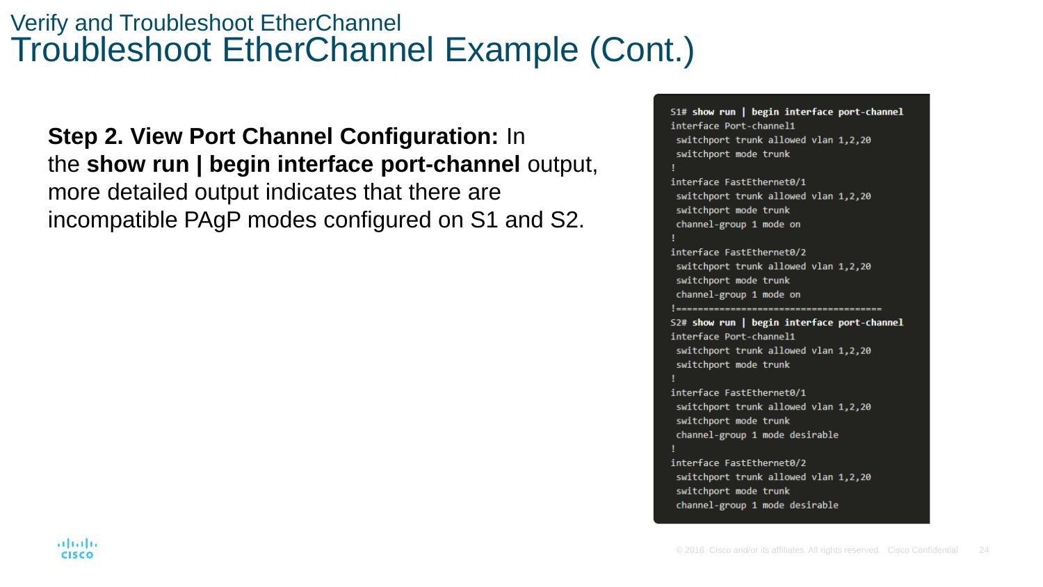## Verify and Troubleshoot EtherChannel

# Troubleshoot EtherChannel Example (Cont.)

**Step 2. View Port Channel Configuration:** In the **show run | begin interface port-channel** output, more detailed output indicates that there are incompatible PAgP modes configured on S1 and S2.

```
S1# show run | begin interface port-channel
interface Port-channel1
 switchport trunk allowed vlan 1,2,20
 switchport mode trunk
!
interface FastEthernet0/1
 switchport trunk allowed vlan 1,2,20
 switchport mode trunk
 channel-group 1 mode on
!
interface FastEthernet0/2
 switchport trunk allowed vlan 1,2,20
 switchport mode trunk
 channel-group 1 mode on
!======================================
S2# show run | begin interface port-channel
interface Port-channel1
 switchport trunk allowed vlan 1,2,20
 switchport mode trunk
!
interface FastEthernet0/1
 switchport trunk allowed vlan 1,2,20
 switchport mode trunk
 channel-group 1 mode desirable
!
interface FastEthernet0/2
 switchport trunk allowed vlan 1,2,20
 switchport mode trunk
 channel-group 1 mode desirable
```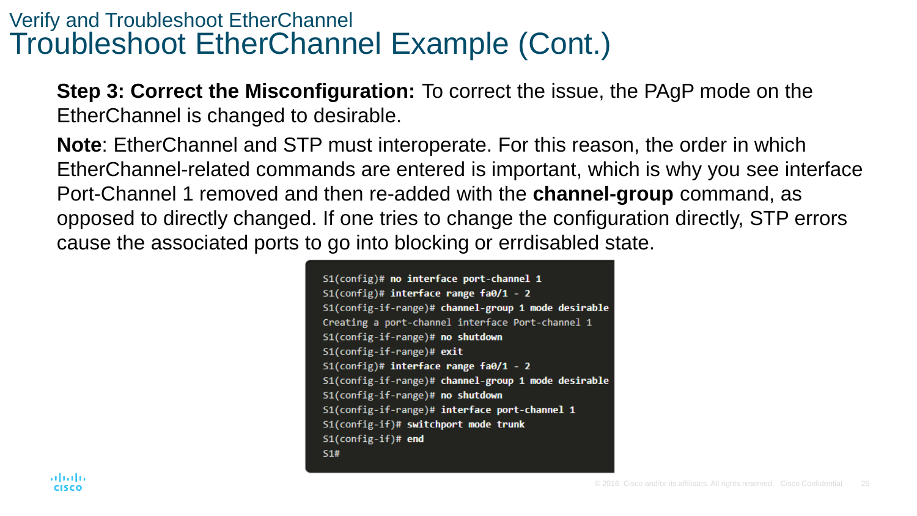## Verify and Troubleshoot EtherChannel

# Troubleshoot EtherChannel Example (Cont.)

**Step 3: Correct the Misconfiguration:** To correct the issue, the PAgP mode on the EtherChannel is changed to desirable.

**Note**: EtherChannel and STP must interoperate. For this reason, the order in which EtherChannel-related commands are entered is important, which is why you see interface Port-Channel 1 removed and then re-added with the **channel-group** command, as opposed to directly changed. If one tries to change the configuration directly, STP errors cause the associated ports to go into blocking or errdisabled state.

```
S1(config)# no interface port-channel 1
S1(config)# interface range fa0/1 - 2
S1(config-if-range)# channel-group 1 mode desirable
Creating a port-channel interface Port-channel 1
S1(config-if-range)# no shutdown
S1(config-if-range)# exit
S1(config)# interface range fa0/1 - 2
S1(config-if-range)# channel-group 1 mode desirable
S1(config-if-range)# no shutdown
S1(config-if-range)# interface port-channel 1
S1(config-if)# switchport mode trunk
S1(config-if)# end
S1#
```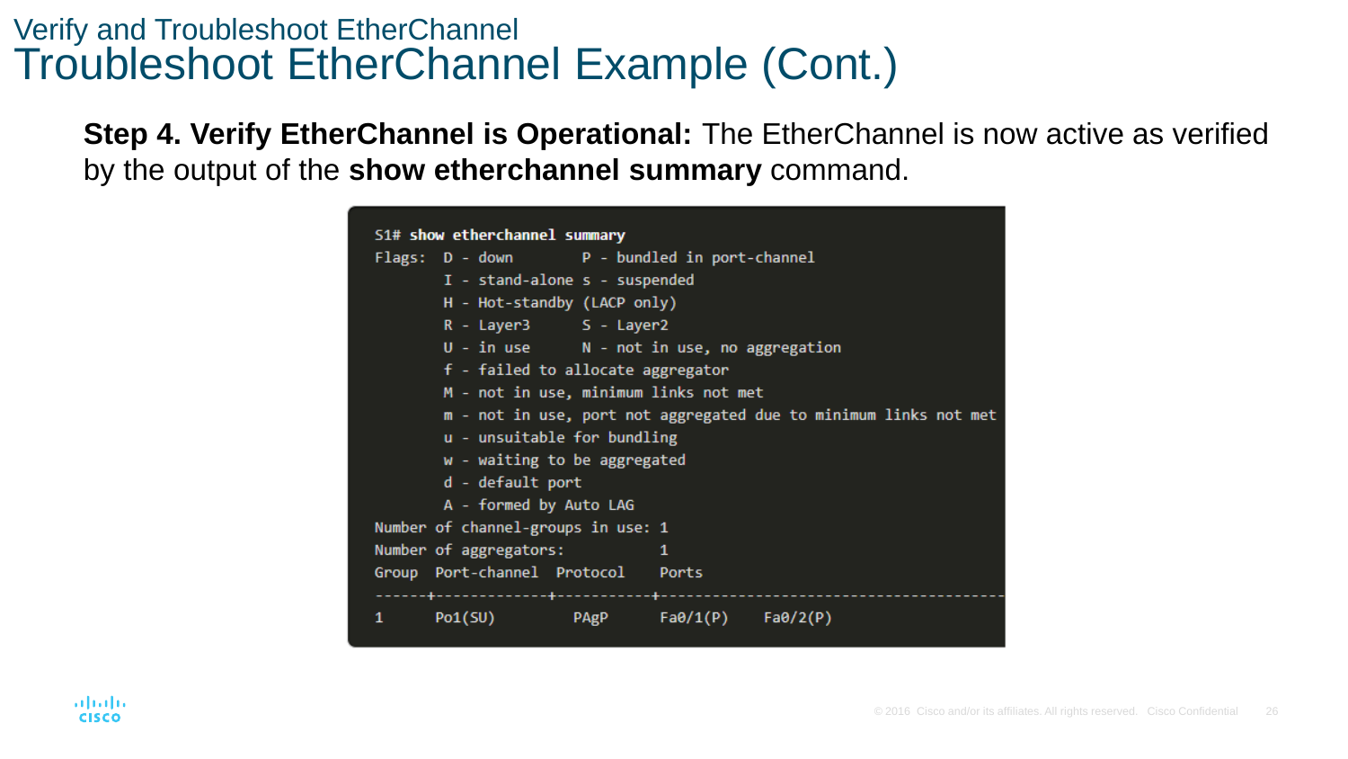## Verify and Troubleshoot EtherChannel

# Troubleshoot EtherChannel Example (Cont.)

**Step 4. Verify EtherChannel is Operational:** The EtherChannel is now active as verified by the output of the **show etherchannel summary** command.

```
S1# show etherchannel summary
Flags:  D - down        P - bundled in port-channel
        I - stand-alone s - suspended
        H - Hot-standby (LACP only)
        R - Layer3      S - Layer2
        U - in use      N - not in use, no aggregation
        f - failed to allocate aggregator
        M - not in use, minimum links not met
        m - not in use, port not aggregated due to minimum links not met
        u - unsuitable for bundling
        w - waiting to be aggregated
        d - default port
        A - formed by Auto LAG
Number of channel-groups in use: 1
Number of aggregators:           1
Group  Port-channel  Protocol    Ports
------+-------------+-----------+---------------------------------------
1      Po1(SU)         PAgP      Fa0/1(P)    Fa0/2(P)
```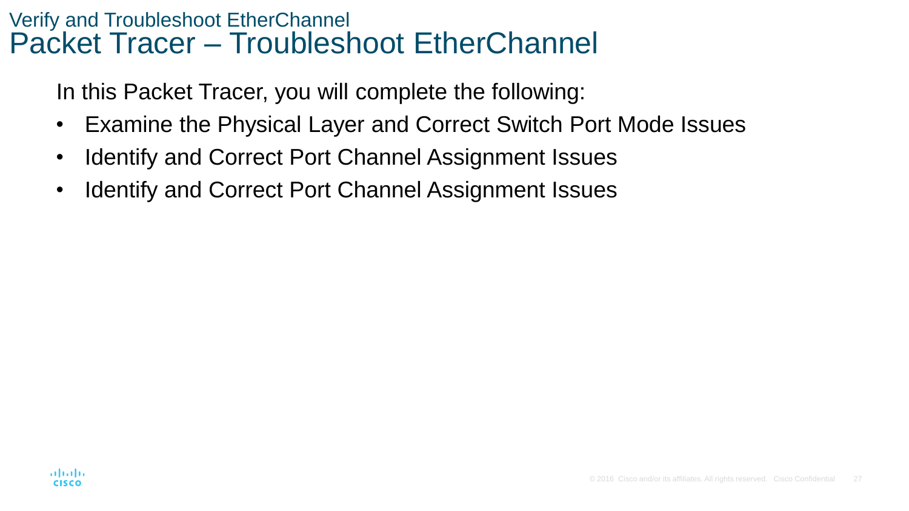## Verify and Troubleshoot EtherChannel

# Packet Tracer – Troubleshoot EtherChannel

In this Packet Tracer, you will complete the following:

- Examine the Physical Layer and Correct Switch Port Mode Issues
- Identify and Correct Port Channel Assignment Issues
- Identify and Correct Port Channel Assignment Issues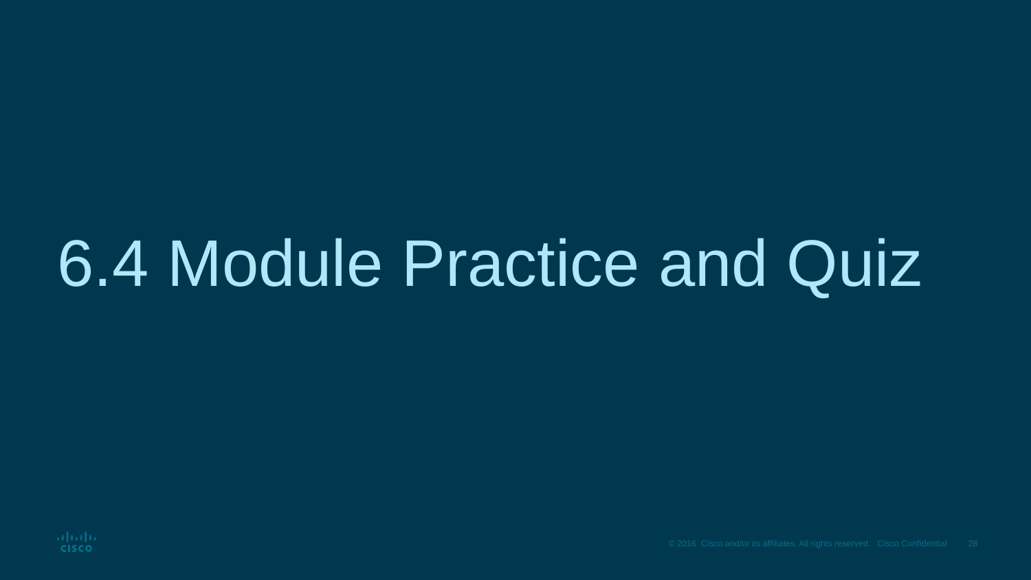# 6.4 Module Practice and Quiz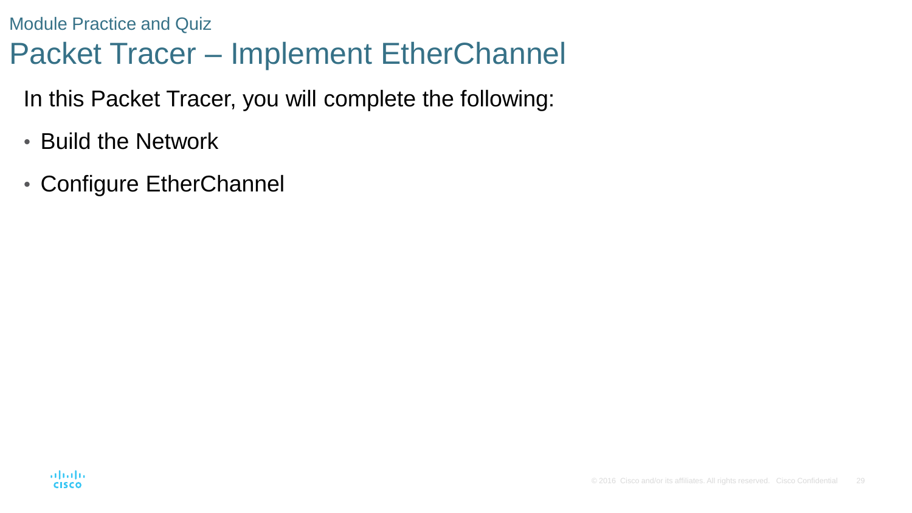Module Practice and Quiz

# Packet Tracer – Implement EtherChannel

In this Packet Tracer, you will complete the following:

- Build the Network
- Configure EtherChannel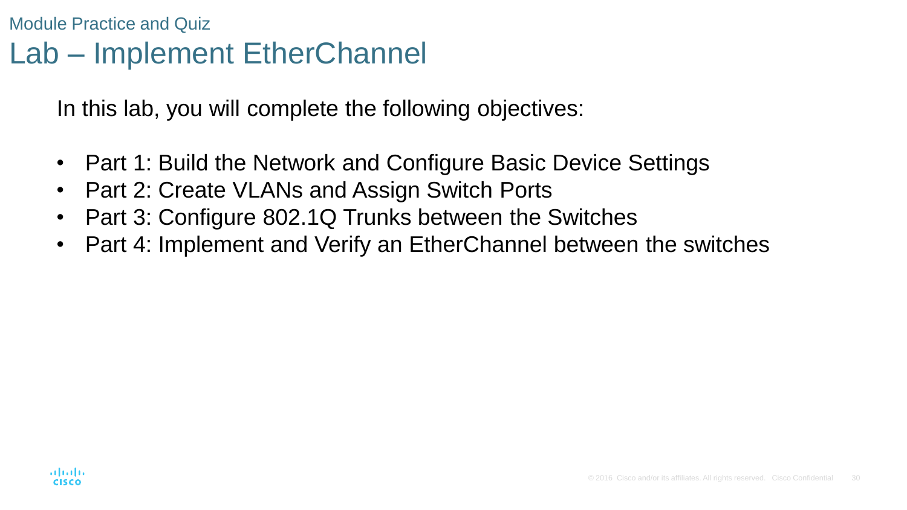Module Practice and Quiz

# Lab – Implement EtherChannel

In this lab, you will complete the following objectives:

- Part 1: Build the Network and Configure Basic Device Settings
- Part 2: Create VLANs and Assign Switch Ports
- Part 3: Configure 802.1Q Trunks between the Switches
- Part 4: Implement and Verify an EtherChannel between the switches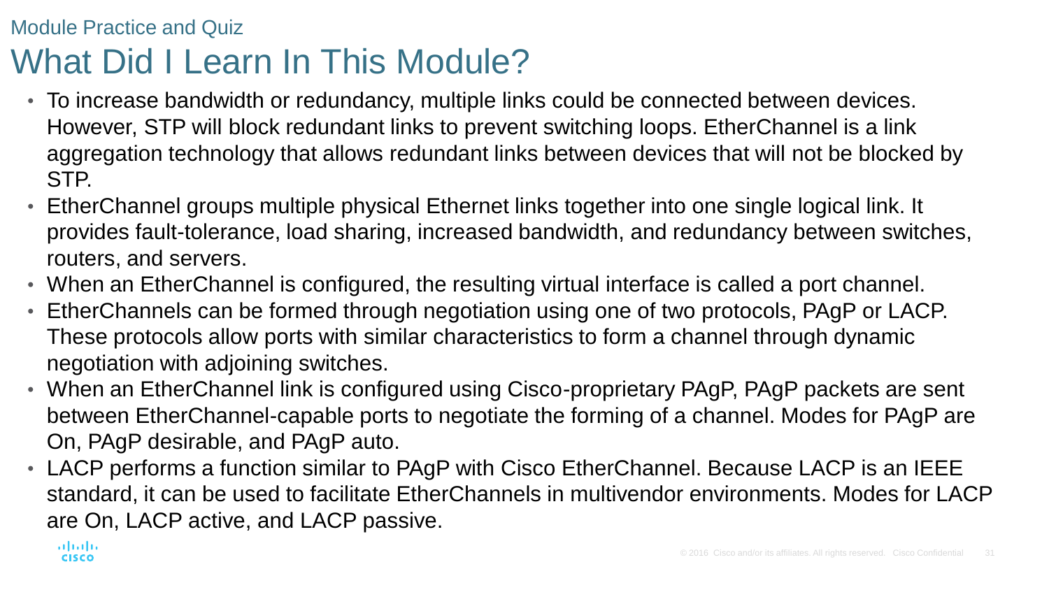Module Practice and Quiz

# What Did I Learn In This Module?

- To increase bandwidth or redundancy, multiple links could be connected between devices. However, STP will block redundant links to prevent switching loops. EtherChannel is a link aggregation technology that allows redundant links between devices that will not be blocked by STP.
- EtherChannel groups multiple physical Ethernet links together into one single logical link. It provides fault-tolerance, load sharing, increased bandwidth, and redundancy between switches, routers, and servers.
- When an EtherChannel is configured, the resulting virtual interface is called a port channel.
- EtherChannels can be formed through negotiation using one of two protocols, PAgP or LACP. These protocols allow ports with similar characteristics to form a channel through dynamic negotiation with adjoining switches.
- When an EtherChannel link is configured using Cisco-proprietary PAgP, PAgP packets are sent between EtherChannel-capable ports to negotiate the forming of a channel. Modes for PAgP are On, PAgP desirable, and PAgP auto.
- LACP performs a function similar to PAgP with Cisco EtherChannel. Because LACP is an IEEE standard, it can be used to facilitate EtherChannels in multivendor environments. Modes for LACP are On, LACP active, and LACP passive.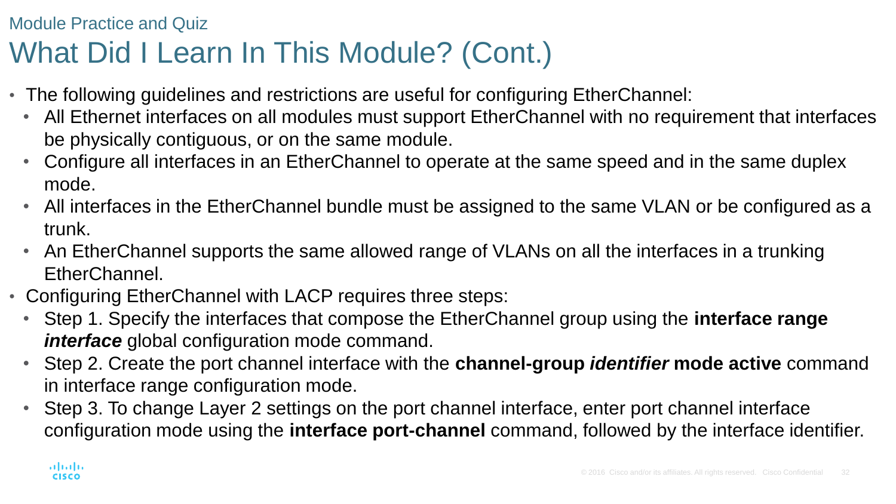Module Practice and Quiz

# What Did I Learn In This Module? (Cont.)

- The following guidelines and restrictions are useful for configuring EtherChannel:
  - All Ethernet interfaces on all modules must support EtherChannel with no requirement that interfaces be physically contiguous, or on the same module.
  - Configure all interfaces in an EtherChannel to operate at the same speed and in the same duplex mode.
  - All interfaces in the EtherChannel bundle must be assigned to the same VLAN or be configured as a trunk.
  - An EtherChannel supports the same allowed range of VLANs on all the interfaces in a trunking EtherChannel.
- Configuring EtherChannel with LACP requires three steps:
  - Step 1. Specify the interfaces that compose the EtherChannel group using the **interface range** ***interface*** global configuration mode command.
  - Step 2. Create the port channel interface with the **channel-group** ***identifier*** **mode active** command in interface range configuration mode.
  - Step 3. To change Layer 2 settings on the port channel interface, enter port channel interface configuration mode using the **interface port-channel** command, followed by the interface identifier.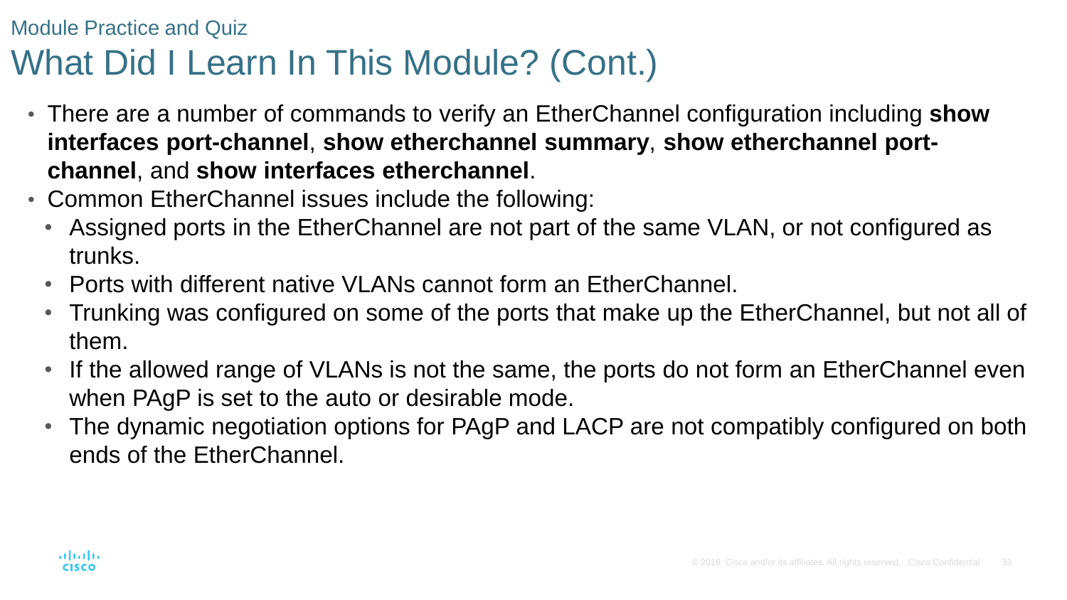Module Practice and Quiz

# What Did I Learn In This Module? (Cont.)

- There are a number of commands to verify an EtherChannel configuration including **show interfaces port-channel**, **show etherchannel summary**, **show etherchannel port-channel**, and **show interfaces etherchannel**.
- Common EtherChannel issues include the following:
  - Assigned ports in the EtherChannel are not part of the same VLAN, or not configured as trunks.
  - Ports with different native VLANs cannot form an EtherChannel.
  - Trunking was configured on some of the ports that make up the EtherChannel, but not all of them.
  - If the allowed range of VLANs is not the same, the ports do not form an EtherChannel even when PAgP is set to the auto or desirable mode.
  - The dynamic negotiation options for PAgP and LACP are not compatibly configured on both ends of the EtherChannel.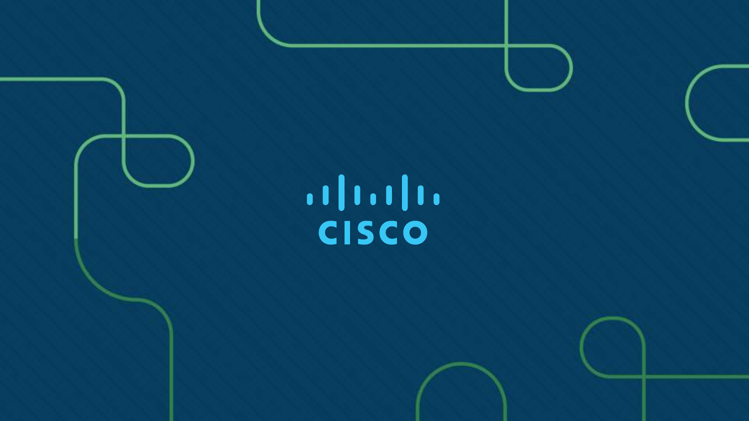cisco